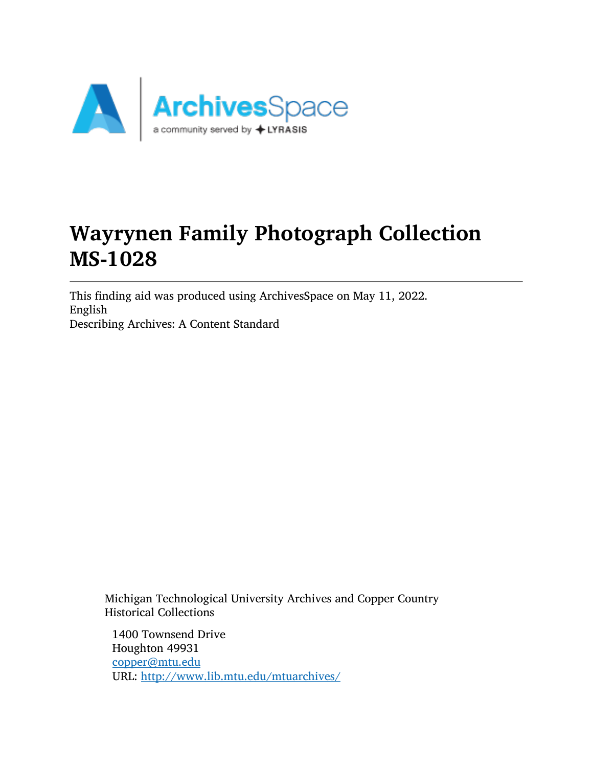# Wayrynen Family Photograph Collection MS-1028

This finding aid was produced using ArchivesSpace on May 11, 2022.
English
Describing Archives: A Content Standard

Michigan Technological University Archives and Copper Country Historical Collections

1400 Townsend Drive
Houghton 49931
copper@mtu.edu
URL: http://www.lib.mtu.edu/mtuarchives/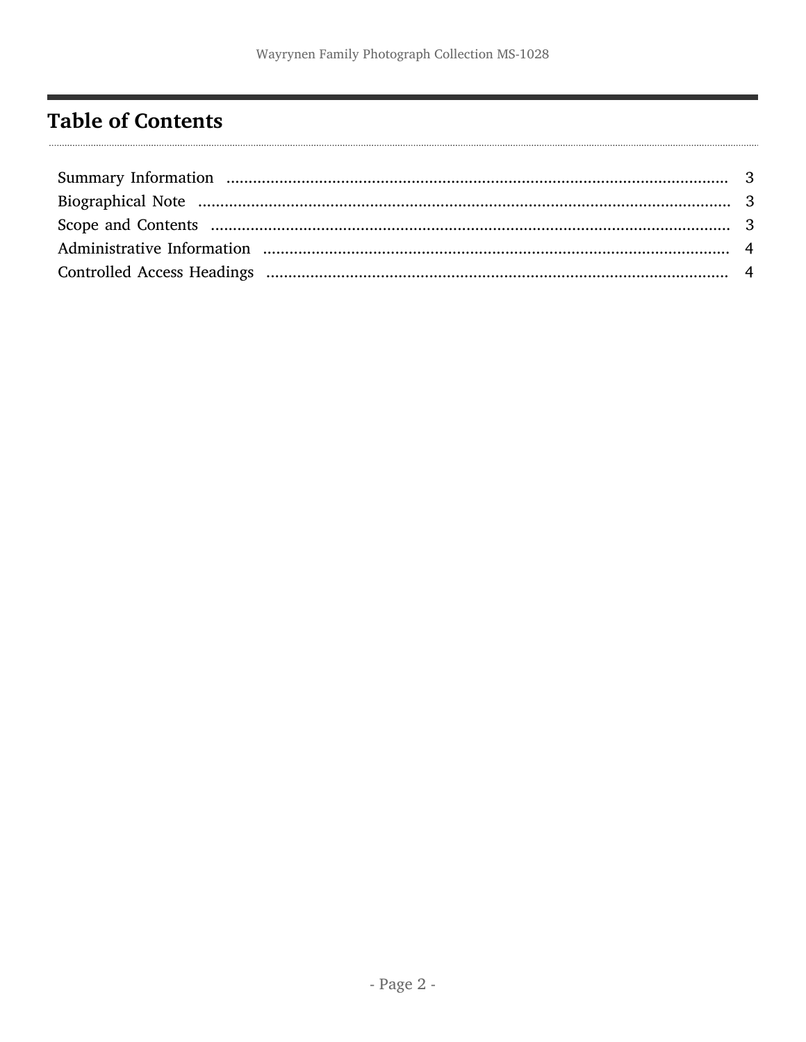## Table of Contents

| | |
|---|---|
| Summary Information | 3 |
| Biographical Note | 3 |
| Scope and Contents | 3 |
| Administrative Information | 4 |
| Controlled Access Headings | 4 |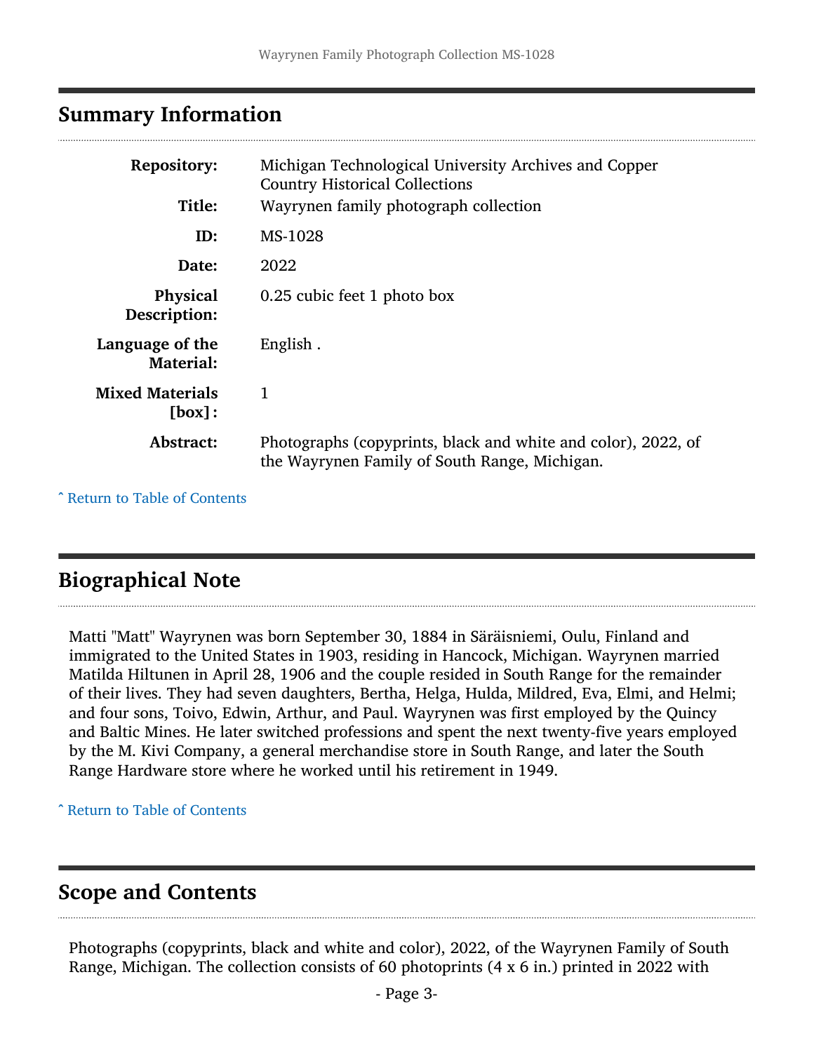## Summary Information

| | |
|---|---|
| **Repository:** | Michigan Technological University Archives and Copper Country Historical Collections |
| **Title:** | Wayrynen family photograph collection |
| **ID:** | MS-1028 |
| **Date:** | 2022 |
| **Physical Description:** | 0.25 cubic feet 1 photo box |
| **Language of the Material:** | English . |
| **Mixed Materials [box]:** | 1 |
| **Abstract:** | Photographs (copyprints, black and white and color), 2022, of the Wayrynen Family of South Range, Michigan. |

ˆ Return to Table of Contents

## Biographical Note

Matti "Matt" Wayrynen was born September 30, 1884 in Säräisniemi, Oulu, Finland and immigrated to the United States in 1903, residing in Hancock, Michigan. Wayrynen married Matilda Hiltunen in April 28, 1906 and the couple resided in South Range for the remainder of their lives. They had seven daughters, Bertha, Helga, Hulda, Mildred, Eva, Elmi, and Helmi; and four sons, Toivo, Edwin, Arthur, and Paul. Wayrynen was first employed by the Quincy and Baltic Mines. He later switched professions and spent the next twenty-five years employed by the M. Kivi Company, a general merchandise store in South Range, and later the South Range Hardware store where he worked until his retirement in 1949.

ˆ Return to Table of Contents

## Scope and Contents

Photographs (copyprints, black and white and color), 2022, of the Wayrynen Family of South Range, Michigan. The collection consists of 60 photoprints (4 x 6 in.) printed in 2022 with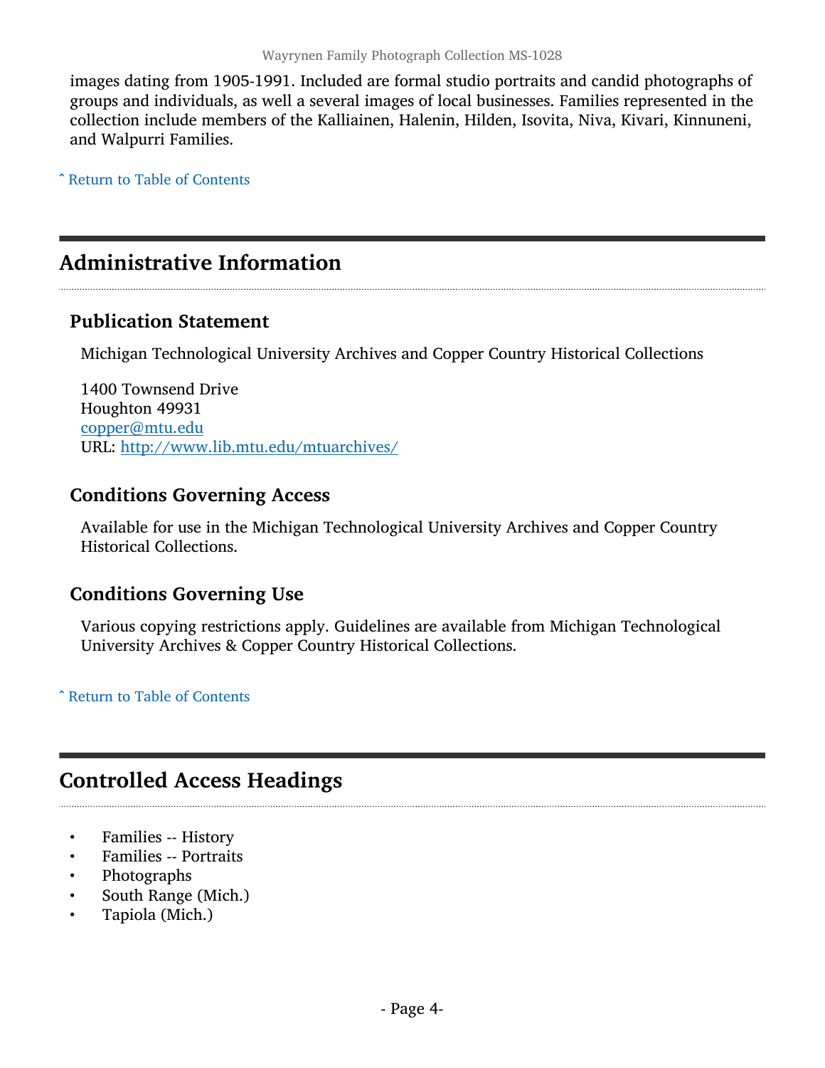images dating from 1905-1991. Included are formal studio portraits and candid photographs of groups and individuals, as well a several images of local businesses. Families represented in the collection include members of the Kalliainen, Halenin, Hilden, Isovita, Niva, Kivari, Kinnuneni, and Walpurri Families.

ˆ Return to Table of Contents

## Administrative Information

### Publication Statement

Michigan Technological University Archives and Copper Country Historical Collections

1400 Townsend Drive
Houghton 49931
copper@mtu.edu
URL: http://www.lib.mtu.edu/mtuarchives/

### Conditions Governing Access

Available for use in the Michigan Technological University Archives and Copper Country Historical Collections.

### Conditions Governing Use

Various copying restrictions apply. Guidelines are available from Michigan Technological University Archives & Copper Country Historical Collections.

ˆ Return to Table of Contents

## Controlled Access Headings

- Families -- History
- Families -- Portraits
- Photographs
- South Range (Mich.)
- Tapiola (Mich.)